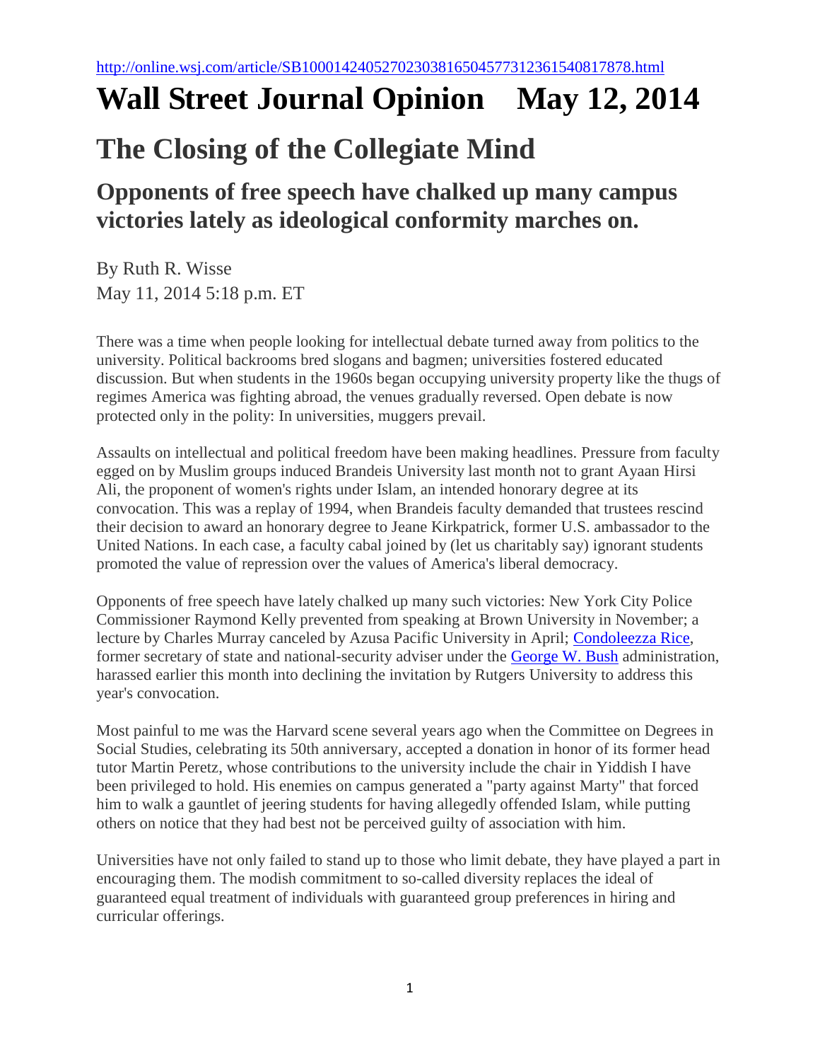http://online.wsj.com/article/SB10001424052702303816504577312361540817878.html

# Wall Street Journal Opinion May 12, 2014

# The Closing of the Collegiate Mind

## Opponents of free speech have chalked up many campus victories lately as ideological conformity marches on.

By Ruth R. Wisse
May 11, 2014 5:18 p.m. ET

There was a time when people looking for intellectual debate turned away from politics to the university. Political backrooms bred slogans and bagmen; universities fostered educated discussion. But when students in the 1960s began occupying university property like the thugs of regimes America was fighting abroad, the venues gradually reversed. Open debate is now protected only in the polity: In universities, muggers prevail.

Assaults on intellectual and political freedom have been making headlines. Pressure from faculty egged on by Muslim groups induced Brandeis University last month not to grant Ayaan Hirsi Ali, the proponent of women's rights under Islam, an intended honorary degree at its convocation. This was a replay of 1994, when Brandeis faculty demanded that trustees rescind their decision to award an honorary degree to Jeane Kirkpatrick, former U.S. ambassador to the United Nations. In each case, a faculty cabal joined by (let us charitably say) ignorant students promoted the value of repression over the values of America's liberal democracy.

Opponents of free speech have lately chalked up many such victories: New York City Police Commissioner Raymond Kelly prevented from speaking at Brown University in November; a lecture by Charles Murray canceled by Azusa Pacific University in April; Condoleezza Rice, former secretary of state and national-security adviser under the George W. Bush administration, harassed earlier this month into declining the invitation by Rutgers University to address this year's convocation.

Most painful to me was the Harvard scene several years ago when the Committee on Degrees in Social Studies, celebrating its 50th anniversary, accepted a donation in honor of its former head tutor Martin Peretz, whose contributions to the university include the chair in Yiddish I have been privileged to hold. His enemies on campus generated a "party against Marty" that forced him to walk a gauntlet of jeering students for having allegedly offended Islam, while putting others on notice that they had best not be perceived guilty of association with him.

Universities have not only failed to stand up to those who limit debate, they have played a part in encouraging them. The modish commitment to so-called diversity replaces the ideal of guaranteed equal treatment of individuals with guaranteed group preferences in hiring and curricular offerings.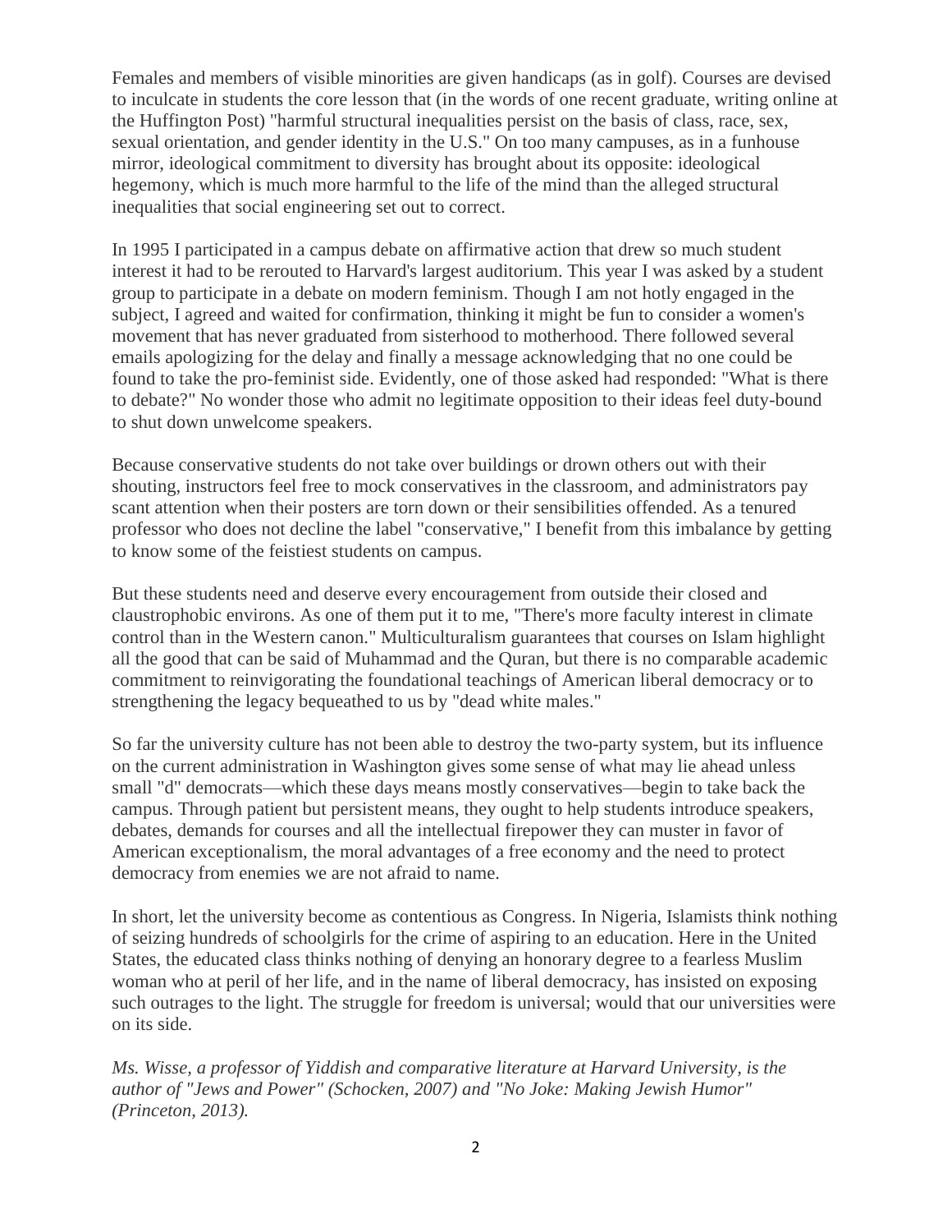Females and members of visible minorities are given handicaps (as in golf). Courses are devised to inculcate in students the core lesson that (in the words of one recent graduate, writing online at the Huffington Post) "harmful structural inequalities persist on the basis of class, race, sex, sexual orientation, and gender identity in the U.S." On too many campuses, as in a funhouse mirror, ideological commitment to diversity has brought about its opposite: ideological hegemony, which is much more harmful to the life of the mind than the alleged structural inequalities that social engineering set out to correct.

In 1995 I participated in a campus debate on affirmative action that drew so much student interest it had to be rerouted to Harvard's largest auditorium. This year I was asked by a student group to participate in a debate on modern feminism. Though I am not hotly engaged in the subject, I agreed and waited for confirmation, thinking it might be fun to consider a women's movement that has never graduated from sisterhood to motherhood. There followed several emails apologizing for the delay and finally a message acknowledging that no one could be found to take the pro-feminist side. Evidently, one of those asked had responded: "What is there to debate?" No wonder those who admit no legitimate opposition to their ideas feel duty-bound to shut down unwelcome speakers.

Because conservative students do not take over buildings or drown others out with their shouting, instructors feel free to mock conservatives in the classroom, and administrators pay scant attention when their posters are torn down or their sensibilities offended. As a tenured professor who does not decline the label "conservative," I benefit from this imbalance by getting to know some of the feistiest students on campus.

But these students need and deserve every encouragement from outside their closed and claustrophobic environs. As one of them put it to me, "There's more faculty interest in climate control than in the Western canon." Multiculturalism guarantees that courses on Islam highlight all the good that can be said of Muhammad and the Quran, but there is no comparable academic commitment to reinvigorating the foundational teachings of American liberal democracy or to strengthening the legacy bequeathed to us by "dead white males."

So far the university culture has not been able to destroy the two-party system, but its influence on the current administration in Washington gives some sense of what may lie ahead unless small "d" democrats—which these days means mostly conservatives—begin to take back the campus. Through patient but persistent means, they ought to help students introduce speakers, debates, demands for courses and all the intellectual firepower they can muster in favor of American exceptionalism, the moral advantages of a free economy and the need to protect democracy from enemies we are not afraid to name.

In short, let the university become as contentious as Congress. In Nigeria, Islamists think nothing of seizing hundreds of schoolgirls for the crime of aspiring to an education. Here in the United States, the educated class thinks nothing of denying an honorary degree to a fearless Muslim woman who at peril of her life, and in the name of liberal democracy, has insisted on exposing such outrages to the light. The struggle for freedom is universal; would that our universities were on its side.

*Ms. Wisse, a professor of Yiddish and comparative literature at Harvard University, is the author of "Jews and Power" (Schocken, 2007) and "No Joke: Making Jewish Humor" (Princeton, 2013).*